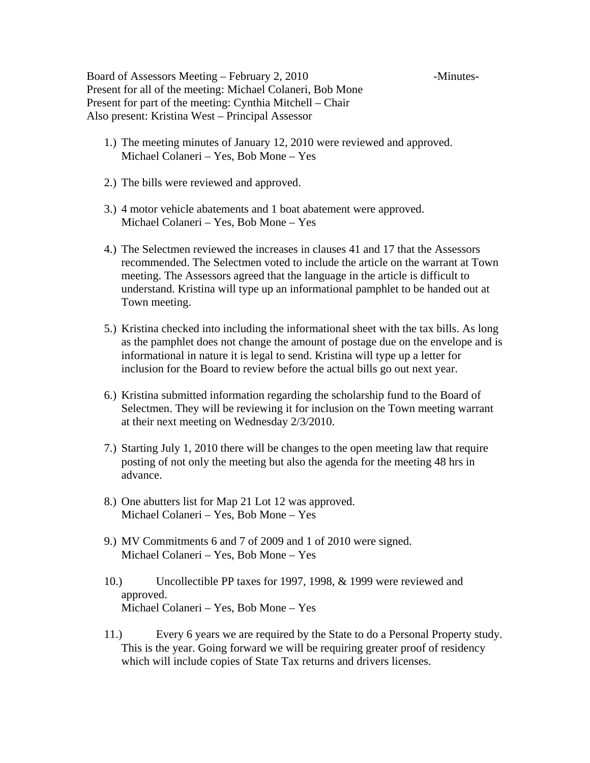Board of Assessors Meeting – February 2, 2010 -Minutes-

Present for all of the meeting: Michael Colaneri, Bob Mone

Present for part of the meeting: Cynthia Mitchell – Chair

Also present: Kristina West – Principal Assessor

1.) The meeting minutes of January 12, 2010 were reviewed and approved.
Michael Colaneri – Yes, Bob Mone – Yes

2.) The bills were reviewed and approved.

3.) 4 motor vehicle abatements and 1 boat abatement were approved.
Michael Colaneri – Yes, Bob Mone – Yes

4.) The Selectmen reviewed the increases in clauses 41 and 17 that the Assessors recommended. The Selectmen voted to include the article on the warrant at Town meeting. The Assessors agreed that the language in the article is difficult to understand. Kristina will type up an informational pamphlet to be handed out at Town meeting.

5.) Kristina checked into including the informational sheet with the tax bills. As long as the pamphlet does not change the amount of postage due on the envelope and is informational in nature it is legal to send. Kristina will type up a letter for inclusion for the Board to review before the actual bills go out next year.

6.) Kristina submitted information regarding the scholarship fund to the Board of Selectmen. They will be reviewing it for inclusion on the Town meeting warrant at their next meeting on Wednesday 2/3/2010.

7.) Starting July 1, 2010 there will be changes to the open meeting law that require posting of not only the meeting but also the agenda for the meeting 48 hrs in advance.

8.) One abutters list for Map 21 Lot 12 was approved.
Michael Colaneri – Yes, Bob Mone – Yes

9.) MV Commitments 6 and 7 of 2009 and 1 of 2010 were signed.
Michael Colaneri – Yes, Bob Mone – Yes

10.) Uncollectible PP taxes for 1997, 1998, & 1999 were reviewed and approved.
Michael Colaneri – Yes, Bob Mone – Yes

11.) Every 6 years we are required by the State to do a Personal Property study. This is the year. Going forward we will be requiring greater proof of residency which will include copies of State Tax returns and drivers licenses.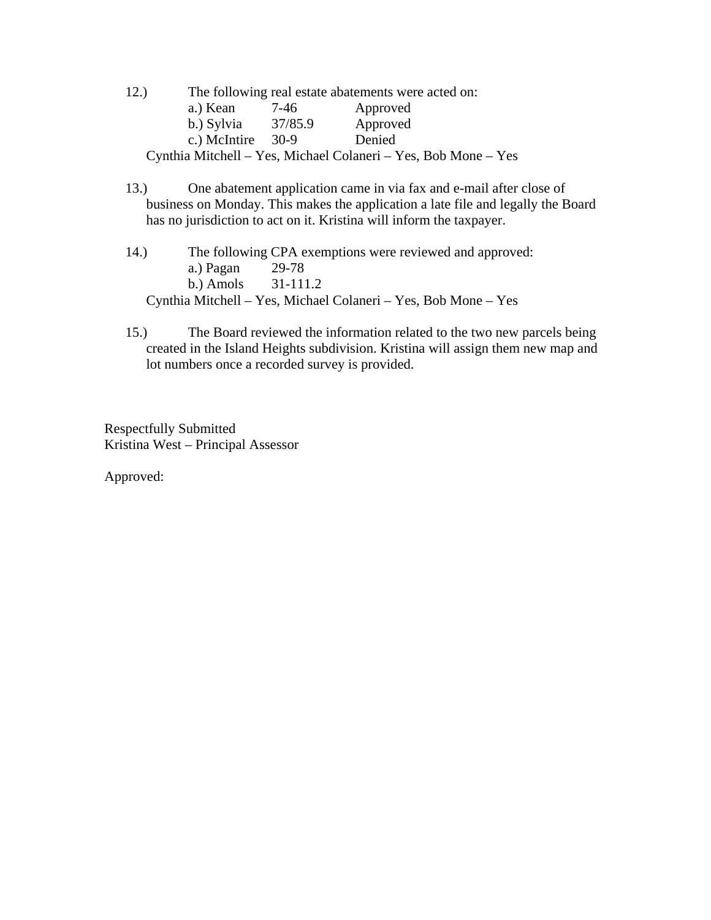12.) The following real estate abatements were acted on:

| | | |
|---|---|---|
| a.) Kean | 7-46 | Approved |
| b.) Sylvia | 37/85.9 | Approved |
| c.) McIntire | 30-9 | Denied |

Cynthia Mitchell – Yes, Michael Colaneri – Yes, Bob Mone – Yes

13.) One abatement application came in via fax and e-mail after close of business on Monday. This makes the application a late file and legally the Board has no jurisdiction to act on it. Kristina will inform the taxpayer.

14.) The following CPA exemptions were reviewed and approved:

| | |
|---|---|
| a.) Pagan | 29-78 |
| b.) Amols | 31-111.2 |

Cynthia Mitchell – Yes, Michael Colaneri – Yes, Bob Mone – Yes

15.) The Board reviewed the information related to the two new parcels being created in the Island Heights subdivision. Kristina will assign them new map and lot numbers once a recorded survey is provided.

Respectfully Submitted
Kristina West – Principal Assessor

Approved: